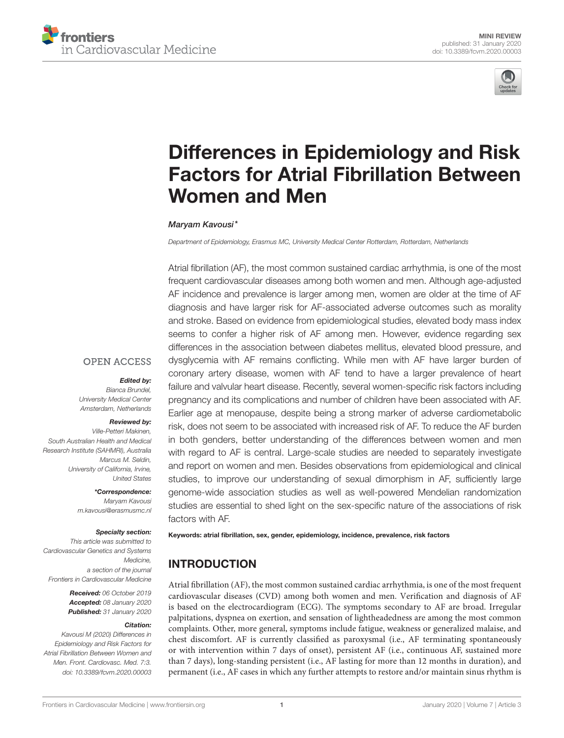MINI REVIEW
published: 31 January 2020
doi: 10.3389/fcvm.2020.00003

# Differences in Epidemiology and Risk Factors for Atrial Fibrillation Between Women and Men

*Maryam Kavousi**

*Department of Epidemiology, Erasmus MC, University Medical Center Rotterdam, Rotterdam, Netherlands*

Atrial fibrillation (AF), the most common sustained cardiac arrhythmia, is one of the most frequent cardiovascular diseases among both women and men. Although age-adjusted AF incidence and prevalence is larger among men, women are older at the time of AF diagnosis and have larger risk for AF-associated adverse outcomes such as morality and stroke. Based on evidence from epidemiological studies, elevated body mass index seems to confer a higher risk of AF among men. However, evidence regarding sex differences in the association between diabetes mellitus, elevated blood pressure, and dysglycemia with AF remains conflicting. While men with AF have larger burden of coronary artery disease, women with AF tend to have a larger prevalence of heart failure and valvular heart disease. Recently, several women-specific risk factors including pregnancy and its complications and number of children have been associated with AF. Earlier age at menopause, despite being a strong marker of adverse cardiometabolic risk, does not seem to be associated with increased risk of AF. To reduce the AF burden in both genders, better understanding of the differences between women and men with regard to AF is central. Large-scale studies are needed to separately investigate and report on women and men. Besides observations from epidemiological and clinical studies, to improve our understanding of sexual dimorphism in AF, sufficiently large genome-wide association studies as well as well-powered Mendelian randomization studies are essential to shed light on the sex-specific nature of the associations of risk factors with AF.

**Keywords: atrial fibrillation, sex, gender, epidemiology, incidence, prevalence, risk factors**

OPEN ACCESS

***Edited by:***
*Bianca Brundel, University Medical Center Amsterdam, Netherlands*

***Reviewed by:***
*Ville-Petteri Makinen, South Australian Health and Medical Research Institute (SAHMRI), Australia*
*Marcus M. Seldin, University of California, Irvine, United States*

****Correspondence:***
*Maryam Kavousi*
*m.kavousi@erasmusmc.nl*

***Specialty section:***
*This article was submitted to Cardiovascular Genetics and Systems Medicine, a section of the journal Frontiers in Cardiovascular Medicine*

***Received:*** *06 October 2019*
***Accepted:*** *08 January 2020*
***Published:*** *31 January 2020*

***Citation:***
*Kavousi M (2020) Differences in Epidemiology and Risk Factors for Atrial Fibrillation Between Women and Men. Front. Cardiovasc. Med. 7:3. doi: 10.3389/fcvm.2020.00003*

## INTRODUCTION

Atrial fibrillation (AF), the most common sustained cardiac arrhythmia, is one of the most frequent cardiovascular diseases (CVD) among both women and men. Verification and diagnosis of AF is based on the electrocardiogram (ECG). The symptoms secondary to AF are broad. Irregular palpitations, dyspnea on exertion, and sensation of lightheadedness are among the most common complaints. Other, more general, symptoms include fatigue, weakness or generalized malaise, and chest discomfort. AF is currently classified as paroxysmal (i.e., AF terminating spontaneously or with intervention within 7 days of onset), persistent AF (i.e., continuous AF, sustained more than 7 days), long-standing persistent (i.e., AF lasting for more than 12 months in duration), and permanent (i.e., AF cases in which any further attempts to restore and/or maintain sinus rhythm is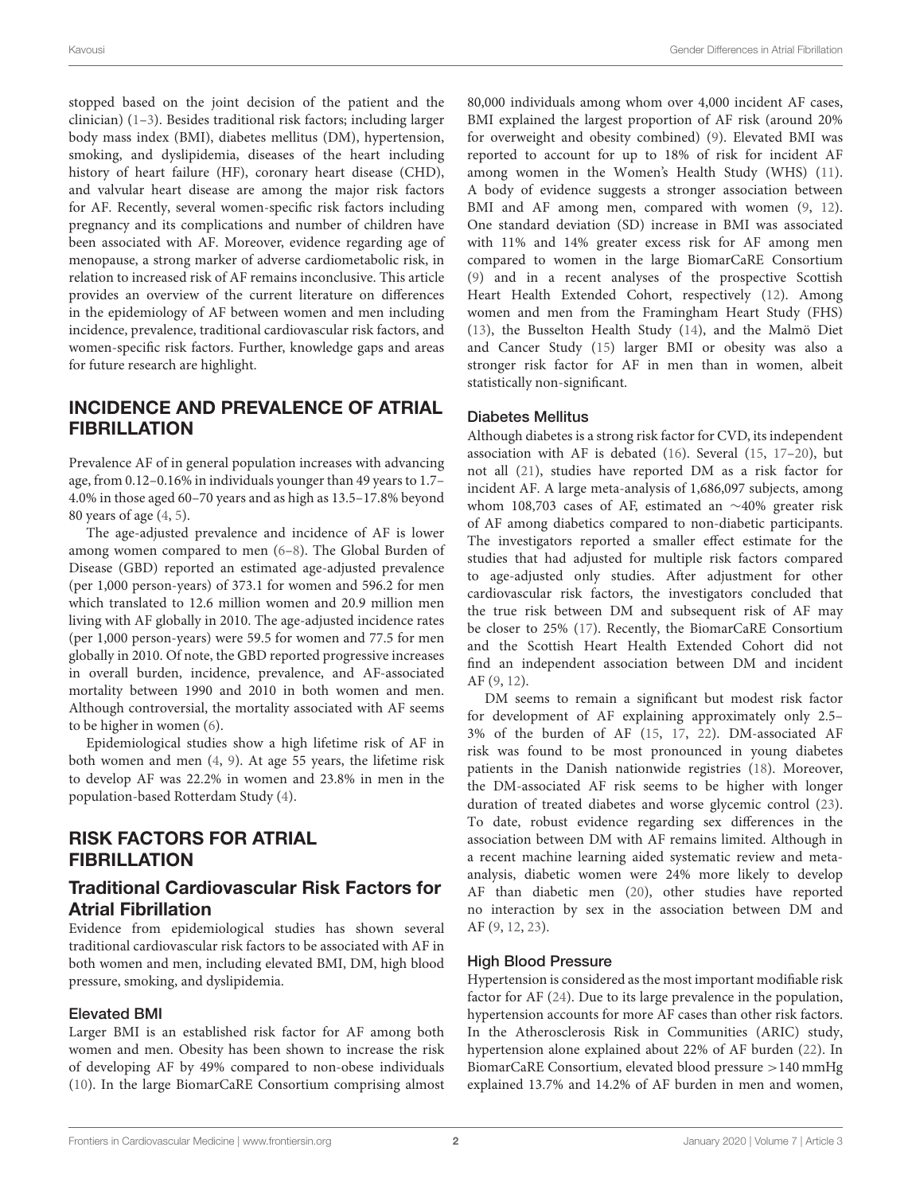stopped based on the joint decision of the patient and the clinician) (1–3). Besides traditional risk factors; including larger body mass index (BMI), diabetes mellitus (DM), hypertension, smoking, and dyslipidemia, diseases of the heart including history of heart failure (HF), coronary heart disease (CHD), and valvular heart disease are among the major risk factors for AF. Recently, several women-specific risk factors including pregnancy and its complications and number of children have been associated with AF. Moreover, evidence regarding age of menopause, a strong marker of adverse cardiometabolic risk, in relation to increased risk of AF remains inconclusive. This article provides an overview of the current literature on differences in the epidemiology of AF between women and men including incidence, prevalence, traditional cardiovascular risk factors, and women-specific risk factors. Further, knowledge gaps and areas for future research are highlight.

## INCIDENCE AND PREVALENCE OF ATRIAL FIBRILLATION

Prevalence AF of in general population increases with advancing age, from 0.12–0.16% in individuals younger than 49 years to 1.7–4.0% in those aged 60–70 years and as high as 13.5–17.8% beyond 80 years of age (4, 5).

The age-adjusted prevalence and incidence of AF is lower among women compared to men (6–8). The Global Burden of Disease (GBD) reported an estimated age-adjusted prevalence (per 1,000 person-years) of 373.1 for women and 596.2 for men which translated to 12.6 million women and 20.9 million men living with AF globally in 2010. The age-adjusted incidence rates (per 1,000 person-years) were 59.5 for women and 77.5 for men globally in 2010. Of note, the GBD reported progressive increases in overall burden, incidence, prevalence, and AF-associated mortality between 1990 and 2010 in both women and men. Although controversial, the mortality associated with AF seems to be higher in women (6).

Epidemiological studies show a high lifetime risk of AF in both women and men (4, 9). At age 55 years, the lifetime risk to develop AF was 22.2% in women and 23.8% in men in the population-based Rotterdam Study (4).

## RISK FACTORS FOR ATRIAL FIBRILLATION

### Traditional Cardiovascular Risk Factors for Atrial Fibrillation

Evidence from epidemiological studies has shown several traditional cardiovascular risk factors to be associated with AF in both women and men, including elevated BMI, DM, high blood pressure, smoking, and dyslipidemia.

#### Elevated BMI

Larger BMI is an established risk factor for AF among both women and men. Obesity has been shown to increase the risk of developing AF by 49% compared to non-obese individuals (10). In the large BiomarCaRE Consortium comprising almost 80,000 individuals among whom over 4,000 incident AF cases, BMI explained the largest proportion of AF risk (around 20% for overweight and obesity combined) (9). Elevated BMI was reported to account for up to 18% of risk for incident AF among women in the Women's Health Study (WHS) (11). A body of evidence suggests a stronger association between BMI and AF among men, compared with women (9, 12). One standard deviation (SD) increase in BMI was associated with 11% and 14% greater excess risk for AF among men compared to women in the large BiomarCaRE Consortium (9) and in a recent analyses of the prospective Scottish Heart Health Extended Cohort, respectively (12). Among women and men from the Framingham Heart Study (FHS) (13), the Busselton Health Study (14), and the Malmö Diet and Cancer Study (15) larger BMI or obesity was also a stronger risk factor for AF in men than in women, albeit statistically non-significant.

#### Diabetes Mellitus

Although diabetes is a strong risk factor for CVD, its independent association with AF is debated (16). Several (15, 17–20), but not all (21), studies have reported DM as a risk factor for incident AF. A large meta-analysis of 1,686,097 subjects, among whom 108,703 cases of AF, estimated an ∼40% greater risk of AF among diabetics compared to non-diabetic participants. The investigators reported a smaller effect estimate for the studies that had adjusted for multiple risk factors compared to age-adjusted only studies. After adjustment for other cardiovascular risk factors, the investigators concluded that the true risk between DM and subsequent risk of AF may be closer to 25% (17). Recently, the BiomarCaRE Consortium and the Scottish Heart Health Extended Cohort did not find an independent association between DM and incident AF (9, 12).

DM seems to remain a significant but modest risk factor for development of AF explaining approximately only 2.5–3% of the burden of AF (15, 17, 22). DM-associated AF risk was found to be most pronounced in young diabetes patients in the Danish nationwide registries (18). Moreover, the DM-associated AF risk seems to be higher with longer duration of treated diabetes and worse glycemic control (23). To date, robust evidence regarding sex differences in the association between DM with AF remains limited. Although in a recent machine learning aided systematic review and meta-analysis, diabetic women were 24% more likely to develop AF than diabetic men (20), other studies have reported no interaction by sex in the association between DM and AF (9, 12, 23).

#### High Blood Pressure

Hypertension is considered as the most important modifiable risk factor for AF (24). Due to its large prevalence in the population, hypertension accounts for more AF cases than other risk factors. In the Atherosclerosis Risk in Communities (ARIC) study, hypertension alone explained about 22% of AF burden (22). In BiomarCaRE Consortium, elevated blood pressure >140 mmHg explained 13.7% and 14.2% of AF burden in men and women,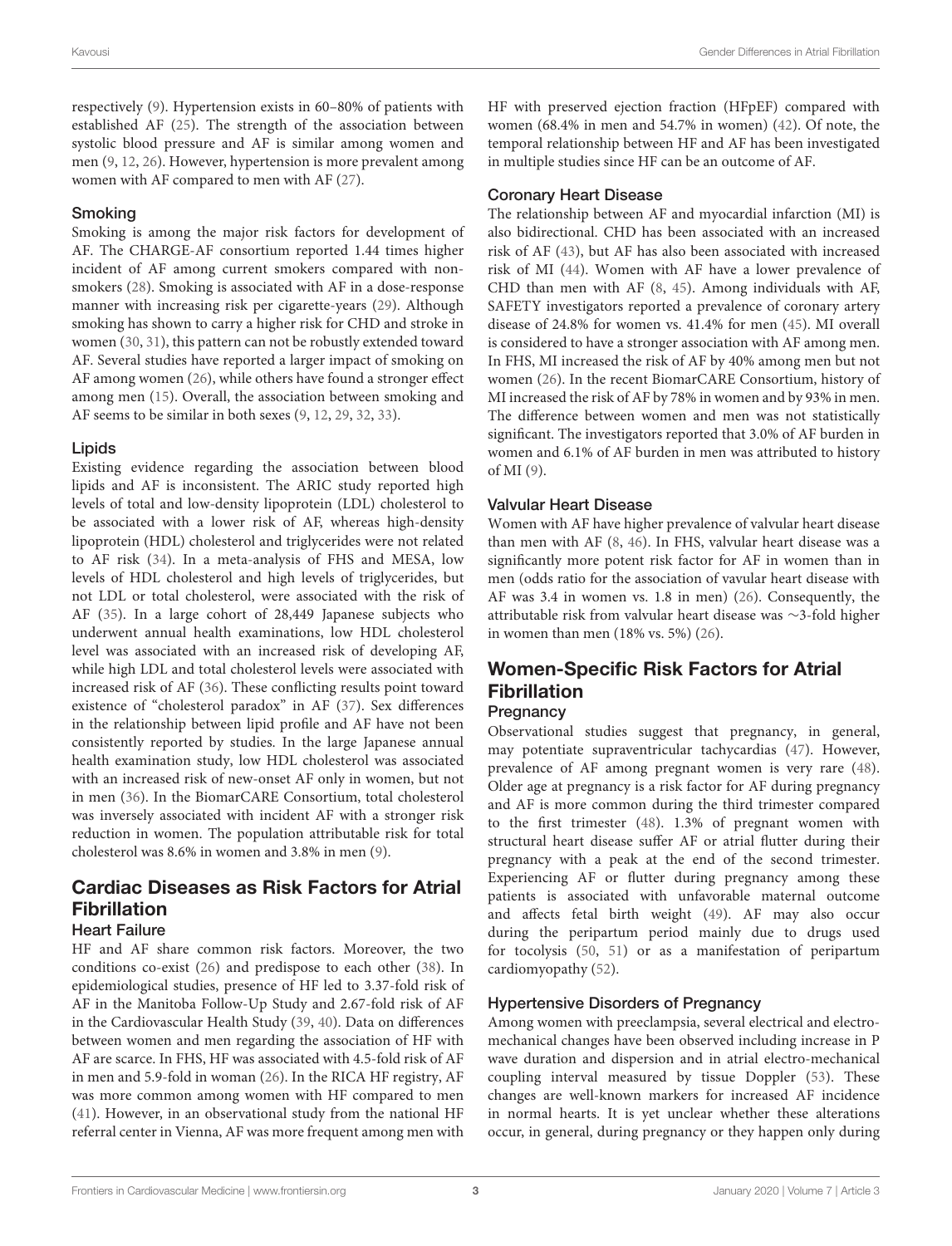respectively (9). Hypertension exists in 60–80% of patients with established AF (25). The strength of the association between systolic blood pressure and AF is similar among women and men (9, 12, 26). However, hypertension is more prevalent among women with AF compared to men with AF (27).

### Smoking

Smoking is among the major risk factors for development of AF. The CHARGE-AF consortium reported 1.44 times higher incident of AF among current smokers compared with non-smokers (28). Smoking is associated with AF in a dose-response manner with increasing risk per cigarette-years (29). Although smoking has shown to carry a higher risk for CHD and stroke in women (30, 31), this pattern can not be robustly extended toward AF. Several studies have reported a larger impact of smoking on AF among women (26), while others have found a stronger effect among men (15). Overall, the association between smoking and AF seems to be similar in both sexes (9, 12, 29, 32, 33).

### Lipids

Existing evidence regarding the association between blood lipids and AF is inconsistent. The ARIC study reported high levels of total and low-density lipoprotein (LDL) cholesterol to be associated with a lower risk of AF, whereas high-density lipoprotein (HDL) cholesterol and triglycerides were not related to AF risk (34). In a meta-analysis of FHS and MESA, low levels of HDL cholesterol and high levels of triglycerides, but not LDL or total cholesterol, were associated with the risk of AF (35). In a large cohort of 28,449 Japanese subjects who underwent annual health examinations, low HDL cholesterol level was associated with an increased risk of developing AF, while high LDL and total cholesterol levels were associated with increased risk of AF (36). These conflicting results point toward existence of "cholesterol paradox" in AF (37). Sex differences in the relationship between lipid profile and AF have not been consistently reported by studies. In the large Japanese annual health examination study, low HDL cholesterol was associated with an increased risk of new-onset AF only in women, but not in men (36). In the BiomarCARE Consortium, total cholesterol was inversely associated with incident AF with a stronger risk reduction in women. The population attributable risk for total cholesterol was 8.6% in women and 3.8% in men (9).

## Cardiac Diseases as Risk Factors for Atrial Fibrillation

### Heart Failure

HF and AF share common risk factors. Moreover, the two conditions co-exist (26) and predispose to each other (38). In epidemiological studies, presence of HF led to 3.37-fold risk of AF in the Manitoba Follow-Up Study and 2.67-fold risk of AF in the Cardiovascular Health Study (39, 40). Data on differences between women and men regarding the association of HF with AF are scarce. In FHS, HF was associated with 4.5-fold risk of AF in men and 5.9-fold in woman (26). In the RICA HF registry, AF was more common among women with HF compared to men (41). However, in an observational study from the national HF referral center in Vienna, AF was more frequent among men with HF with preserved ejection fraction (HFpEF) compared with women (68.4% in men and 54.7% in women) (42). Of note, the temporal relationship between HF and AF has been investigated in multiple studies since HF can be an outcome of AF.

### Coronary Heart Disease

The relationship between AF and myocardial infarction (MI) is also bidirectional. CHD has been associated with an increased risk of AF (43), but AF has also been associated with increased risk of MI (44). Women with AF have a lower prevalence of CHD than men with AF (8, 45). Among individuals with AF, SAFETY investigators reported a prevalence of coronary artery disease of 24.8% for women vs. 41.4% for men (45). MI overall is considered to have a stronger association with AF among men. In FHS, MI increased the risk of AF by 40% among men but not women (26). In the recent BiomarCARE Consortium, history of MI increased the risk of AF by 78% in women and by 93% in men. The difference between women and men was not statistically significant. The investigators reported that 3.0% of AF burden in women and 6.1% of AF burden in men was attributed to history of MI (9).

### Valvular Heart Disease

Women with AF have higher prevalence of valvular heart disease than men with AF (8, 46). In FHS, valvular heart disease was a significantly more potent risk factor for AF in women than in men (odds ratio for the association of vavular heart disease with AF was 3.4 in women vs. 1.8 in men) (26). Consequently, the attributable risk from valvular heart disease was ∼3-fold higher in women than men (18% vs. 5%) (26).

## Women-Specific Risk Factors for Atrial Fibrillation

### Pregnancy

Observational studies suggest that pregnancy, in general, may potentiate supraventricular tachycardias (47). However, prevalence of AF among pregnant women is very rare (48). Older age at pregnancy is a risk factor for AF during pregnancy and AF is more common during the third trimester compared to the first trimester (48). 1.3% of pregnant women with structural heart disease suffer AF or atrial flutter during their pregnancy with a peak at the end of the second trimester. Experiencing AF or flutter during pregnancy among these patients is associated with unfavorable maternal outcome and affects fetal birth weight (49). AF may also occur during the peripartum period mainly due to drugs used for tocolysis (50, 51) or as a manifestation of peripartum cardiomyopathy (52).

### Hypertensive Disorders of Pregnancy

Among women with preeclampsia, several electrical and electromechanical changes have been observed including increase in P wave duration and dispersion and in atrial electro-mechanical coupling interval measured by tissue Doppler (53). These changes are well-known markers for increased AF incidence in normal hearts. It is yet unclear whether these alterations occur, in general, during pregnancy or they happen only during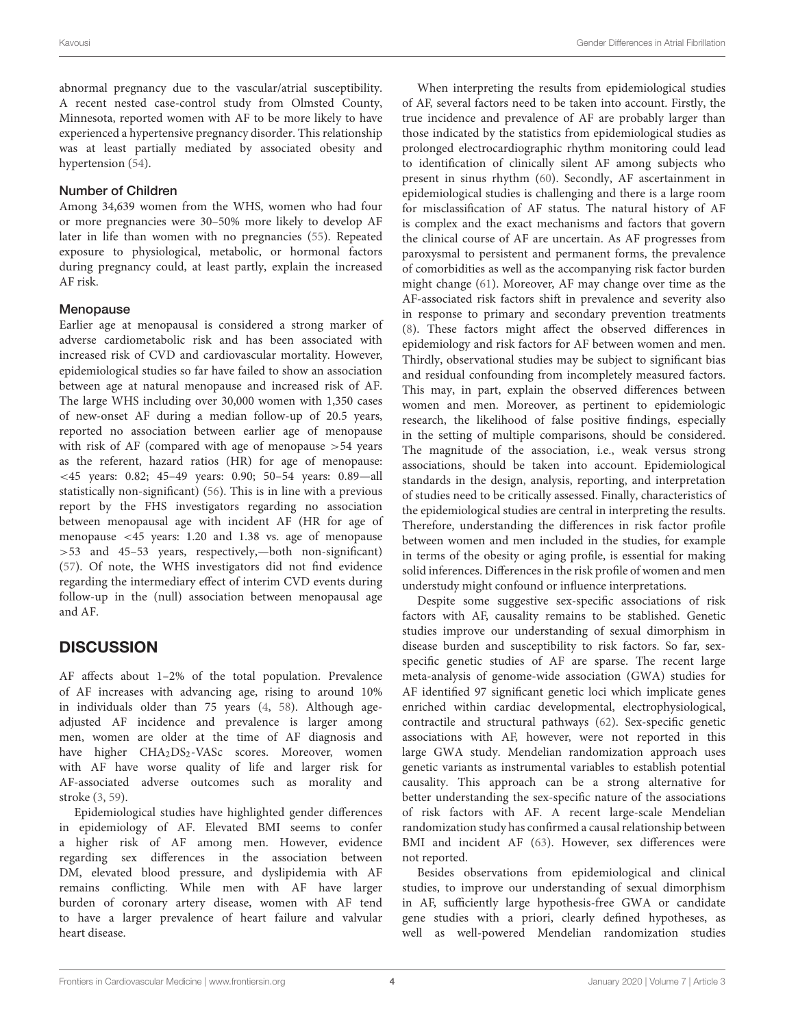abnormal pregnancy due to the vascular/atrial susceptibility. A recent nested case-control study from Olmsted County, Minnesota, reported women with AF to be more likely to have experienced a hypertensive pregnancy disorder. This relationship was at least partially mediated by associated obesity and hypertension (54).

### Number of Children

Among 34,639 women from the WHS, women who had four or more pregnancies were 30–50% more likely to develop AF later in life than women with no pregnancies (55). Repeated exposure to physiological, metabolic, or hormonal factors during pregnancy could, at least partly, explain the increased AF risk.

### Menopause

Earlier age at menopausal is considered a strong marker of adverse cardiometabolic risk and has been associated with increased risk of CVD and cardiovascular mortality. However, epidemiological studies so far have failed to show an association between age at natural menopause and increased risk of AF. The large WHS including over 30,000 women with 1,350 cases of new-onset AF during a median follow-up of 20.5 years, reported no association between earlier age of menopause with risk of AF (compared with age of menopause >54 years as the referent, hazard ratios (HR) for age of menopause: <45 years: 0.82; 45–49 years: 0.90; 50–54 years: 0.89—all statistically non-significant) (56). This is in line with a previous report by the FHS investigators regarding no association between menopausal age with incident AF (HR for age of menopause <45 years: 1.20 and 1.38 vs. age of menopause >53 and 45–53 years, respectively,—both non-significant) (57). Of note, the WHS investigators did not find evidence regarding the intermediary effect of interim CVD events during follow-up in the (null) association between menopausal age and AF.

## DISCUSSION

AF affects about 1–2% of the total population. Prevalence of AF increases with advancing age, rising to around 10% in individuals older than 75 years (4, 58). Although age-adjusted AF incidence and prevalence is larger among men, women are older at the time of AF diagnosis and have higher $CHA_2DS_2$-VASc scores. Moreover, women with AF have worse quality of life and larger risk for AF-associated adverse outcomes such as morality and stroke (3, 59).

Epidemiological studies have highlighted gender differences in epidemiology of AF. Elevated BMI seems to confer a higher risk of AF among men. However, evidence regarding sex differences in the association between DM, elevated blood pressure, and dyslipidemia with AF remains conflicting. While men with AF have larger burden of coronary artery disease, women with AF tend to have a larger prevalence of heart failure and valvular heart disease.

When interpreting the results from epidemiological studies of AF, several factors need to be taken into account. Firstly, the true incidence and prevalence of AF are probably larger than those indicated by the statistics from epidemiological studies as prolonged electrocardiographic rhythm monitoring could lead to identification of clinically silent AF among subjects who present in sinus rhythm (60). Secondly, AF ascertainment in epidemiological studies is challenging and there is a large room for misclassification of AF status. The natural history of AF is complex and the exact mechanisms and factors that govern the clinical course of AF are uncertain. As AF progresses from paroxysmal to persistent and permanent forms, the prevalence of comorbidities as well as the accompanying risk factor burden might change (61). Moreover, AF may change over time as the AF-associated risk factors shift in prevalence and severity also in response to primary and secondary prevention treatments (8). These factors might affect the observed differences in epidemiology and risk factors for AF between women and men. Thirdly, observational studies may be subject to significant bias and residual confounding from incompletely measured factors. This may, in part, explain the observed differences between women and men. Moreover, as pertinent to epidemiologic research, the likelihood of false positive findings, especially in the setting of multiple comparisons, should be considered. The magnitude of the association, i.e., weak versus strong associations, should be taken into account. Epidemiological standards in the design, analysis, reporting, and interpretation of studies need to be critically assessed. Finally, characteristics of the epidemiological studies are central in interpreting the results. Therefore, understanding the differences in risk factor profile between women and men included in the studies, for example in terms of the obesity or aging profile, is essential for making solid inferences. Differences in the risk profile of women and men understudy might confound or influence interpretations.

Despite some suggestive sex-specific associations of risk factors with AF, causality remains to be stablished. Genetic studies improve our understanding of sexual dimorphism in disease burden and susceptibility to risk factors. So far, sex-specific genetic studies of AF are sparse. The recent large meta-analysis of genome-wide association (GWA) studies for AF identified 97 significant genetic loci which implicate genes enriched within cardiac developmental, electrophysiological, contractile and structural pathways (62). Sex-specific genetic associations with AF, however, were not reported in this large GWA study. Mendelian randomization approach uses genetic variants as instrumental variables to establish potential causality. This approach can be a strong alternative for better understanding the sex-specific nature of the associations of risk factors with AF. A recent large-scale Mendelian randomization study has confirmed a causal relationship between BMI and incident AF (63). However, sex differences were not reported.

Besides observations from epidemiological and clinical studies, to improve our understanding of sexual dimorphism in AF, sufficiently large hypothesis-free GWA or candidate gene studies with a priori, clearly defined hypotheses, as well as well-powered Mendelian randomization studies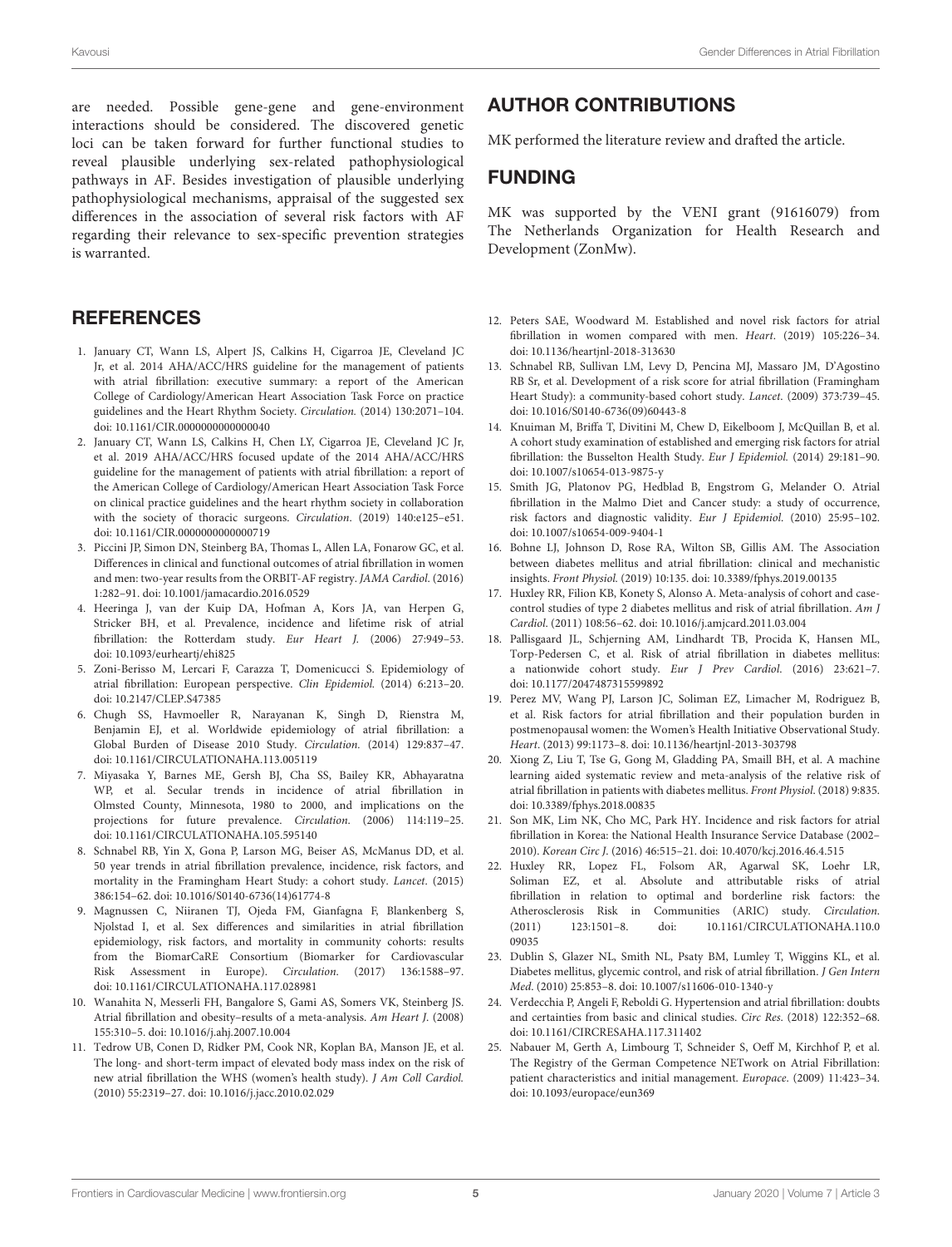are needed. Possible gene-gene and gene-environment interactions should be considered. The discovered genetic loci can be taken forward for further functional studies to reveal plausible underlying sex-related pathophysiological pathways in AF. Besides investigation of plausible underlying pathophysiological mechanisms, appraisal of the suggested sex differences in the association of several risk factors with AF regarding their relevance to sex-specific prevention strategies is warranted.

## AUTHOR CONTRIBUTIONS

MK performed the literature review and drafted the article.

## FUNDING

MK was supported by the VENI grant (91616079) from The Netherlands Organization for Health Research and Development (ZonMw).

## REFERENCES

1. January CT, Wann LS, Alpert JS, Calkins H, Cigarroa JE, Cleveland JC Jr, et al. 2014 AHA/ACC/HRS guideline for the management of patients with atrial fibrillation: executive summary: a report of the American College of Cardiology/American Heart Association Task Force on practice guidelines and the Heart Rhythm Society. *Circulation.* (2014) 130:2071–104. doi: 10.1161/CIR.0000000000000040
2. January CT, Wann LS, Calkins H, Chen LY, Cigarroa JE, Cleveland JC Jr, et al. 2019 AHA/ACC/HRS focused update of the 2014 AHA/ACC/HRS guideline for the management of patients with atrial fibrillation: a report of the American College of Cardiology/American Heart Association Task Force on clinical practice guidelines and the heart rhythm society in collaboration with the society of thoracic surgeons. *Circulation*. (2019) 140:e125–e51. doi: 10.1161/CIR.0000000000000719
3. Piccini JP, Simon DN, Steinberg BA, Thomas L, Allen LA, Fonarow GC, et al. Differences in clinical and functional outcomes of atrial fibrillation in women and men: two-year results from the ORBIT-AF registry. *JAMA Cardiol*. (2016) 1:282–91. doi: 10.1001/jamacardio.2016.0529
4. Heeringa J, van der Kuip DA, Hofman A, Kors JA, van Herpen G, Stricker BH, et al. Prevalence, incidence and lifetime risk of atrial fibrillation: the Rotterdam study. *Eur Heart J.* (2006) 27:949–53. doi: 10.1093/eurheartj/ehi825
5. Zoni-Berisso M, Lercari F, Carazza T, Domenicucci S. Epidemiology of atrial fibrillation: European perspective. *Clin Epidemiol.* (2014) 6:213–20. doi: 10.2147/CLEP.S47385
6. Chugh SS, Havmoeller R, Narayanan K, Singh D, Rienstra M, Benjamin EJ, et al. Worldwide epidemiology of atrial fibrillation: a Global Burden of Disease 2010 Study. *Circulation.* (2014) 129:837–47. doi: 10.1161/CIRCULATIONAHA.113.005119
7. Miyasaka Y, Barnes ME, Gersh BJ, Cha SS, Bailey KR, Abhayaratna WP, et al. Secular trends in incidence of atrial fibrillation in Olmsted County, Minnesota, 1980 to 2000, and implications on the projections for future prevalence. *Circulation.* (2006) 114:119–25. doi: 10.1161/CIRCULATIONAHA.105.595140
8. Schnabel RB, Yin X, Gona P, Larson MG, Beiser AS, McManus DD, et al. 50 year trends in atrial fibrillation prevalence, incidence, risk factors, and mortality in the Framingham Heart Study: a cohort study. *Lancet*. (2015) 386:154–62. doi: 10.1016/S0140-6736(14)61774-8
9. Magnussen C, Niiranen TJ, Ojeda FM, Gianfagna F, Blankenberg S, Njolstad I, et al. Sex differences and similarities in atrial fibrillation epidemiology, risk factors, and mortality in community cohorts: results from the BiomarCaRE Consortium (Biomarker for Cardiovascular Risk Assessment in Europe). *Circulation.* (2017) 136:1588–97. doi: 10.1161/CIRCULATIONAHA.117.028981
10. Wanahita N, Messerli FH, Bangalore S, Gami AS, Somers VK, Steinberg JS. Atrial fibrillation and obesity–results of a meta-analysis. *Am Heart J*. (2008) 155:310–5. doi: 10.1016/j.ahj.2007.10.004
11. Tedrow UB, Conen D, Ridker PM, Cook NR, Koplan BA, Manson JE, et al. The long- and short-term impact of elevated body mass index on the risk of new atrial fibrillation the WHS (women's health study). *J Am Coll Cardiol.* (2010) 55:2319–27. doi: 10.1016/j.jacc.2010.02.029
12. Peters SAE, Woodward M. Established and novel risk factors for atrial fibrillation in women compared with men. *Heart*. (2019) 105:226–34. doi: 10.1136/heartjnl-2018-313630
13. Schnabel RB, Sullivan LM, Levy D, Pencina MJ, Massaro JM, D'Agostino RB Sr, et al. Development of a risk score for atrial fibrillation (Framingham Heart Study): a community-based cohort study. *Lancet*. (2009) 373:739–45. doi: 10.1016/S0140-6736(09)60443-8
14. Knuiman M, Briffa T, Divitini M, Chew D, Eikelboom J, McQuillan B, et al. A cohort study examination of established and emerging risk factors for atrial fibrillation: the Busselton Health Study. *Eur J Epidemiol.* (2014) 29:181–90. doi: 10.1007/s10654-013-9875-y
15. Smith JG, Platonov PG, Hedblad B, Engstrom G, Melander O. Atrial fibrillation in the Malmo Diet and Cancer study: a study of occurrence, risk factors and diagnostic validity. *Eur J Epidemiol.* (2010) 25:95–102. doi: 10.1007/s10654-009-9404-1
16. Bohne LJ, Johnson D, Rose RA, Wilton SB, Gillis AM. The Association between diabetes mellitus and atrial fibrillation: clinical and mechanistic insights. *Front Physiol.* (2019) 10:135. doi: 10.3389/fphys.2019.00135
17. Huxley RR, Filion KB, Konety S, Alonso A. Meta-analysis of cohort and case-control studies of type 2 diabetes mellitus and risk of atrial fibrillation. *Am J Cardiol*. (2011) 108:56–62. doi: 10.1016/j.amjcard.2011.03.004
18. Pallisgaard JL, Schjerning AM, Lindhardt TB, Procida K, Hansen ML, Torp-Pedersen C, et al. Risk of atrial fibrillation in diabetes mellitus: a nationwide cohort study. *Eur J Prev Cardiol.* (2016) 23:621–7. doi: 10.1177/2047487315599892
19. Perez MV, Wang PJ, Larson JC, Soliman EZ, Limacher M, Rodriguez B, et al. Risk factors for atrial fibrillation and their population burden in postmenopausal women: the Women's Health Initiative Observational Study. *Heart*. (2013) 99:1173–8. doi: 10.1136/heartjnl-2013-303798
20. Xiong Z, Liu T, Tse G, Gong M, Gladding PA, Smaill BH, et al. A machine learning aided systematic review and meta-analysis of the relative risk of atrial fibrillation in patients with diabetes mellitus. *Front Physiol.* (2018) 9:835. doi: 10.3389/fphys.2018.00835
21. Son MK, Lim NK, Cho MC, Park HY. Incidence and risk factors for atrial fibrillation in Korea: the National Health Insurance Service Database (2002–2010). *Korean Circ J*. (2016) 46:515–21. doi: 10.4070/kcj.2016.46.4.515
22. Huxley RR, Lopez FL, Folsom AR, Agarwal SK, Loehr LR, Soliman EZ, et al. Absolute and attributable risks of atrial fibrillation in relation to optimal and borderline risk factors: the Atherosclerosis Risk in Communities (ARIC) study. *Circulation.* (2011) 123:1501–8. doi: 10.1161/CIRCULATIONAHA.110.009035
23. Dublin S, Glazer NL, Smith NL, Psaty BM, Lumley T, Wiggins KL, et al. Diabetes mellitus, glycemic control, and risk of atrial fibrillation. *J Gen Intern Med*. (2010) 25:853–8. doi: 10.1007/s11606-010-1340-y
24. Verdecchia P, Angeli F, Reboldi G. Hypertension and atrial fibrillation: doubts and certainties from basic and clinical studies. *Circ Res*. (2018) 122:352–68. doi: 10.1161/CIRCRESAHA.117.311402
25. Nabauer M, Gerth A, Limbourg T, Schneider S, Oeff M, Kirchhof P, et al. The Registry of the German Competence NETwork on Atrial Fibrillation: patient characteristics and initial management. *Europace*. (2009) 11:423–34. doi: 10.1093/europace/eun369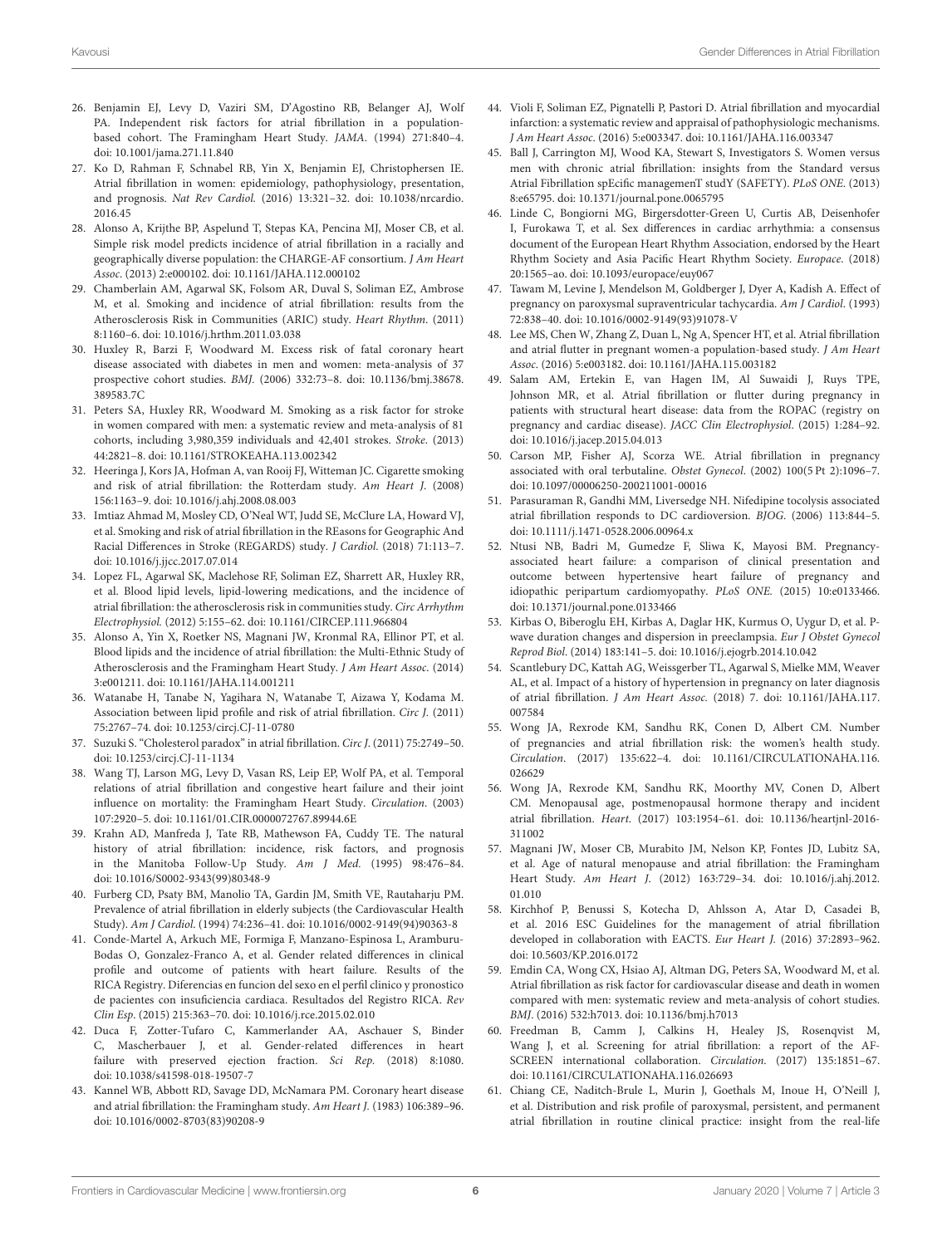26. Benjamin EJ, Levy D, Vaziri SM, D'Agostino RB, Belanger AJ, Wolf PA. Independent risk factors for atrial fibrillation in a population-based cohort. The Framingham Heart Study. *JAMA*. (1994) 271:840–4. doi: 10.1001/jama.271.11.840

27. Ko D, Rahman F, Schnabel RB, Yin X, Benjamin EJ, Christophersen IE. Atrial fibrillation in women: epidemiology, pathophysiology, presentation, and prognosis. *Nat Rev Cardiol*. (2016) 13:321–32. doi: 10.1038/nrcardio.2016.45

28. Alonso A, Krijthe BP, Aspelund T, Stepas KA, Pencina MJ, Moser CB, et al. Simple risk model predicts incidence of atrial fibrillation in a racially and geographically diverse population: the CHARGE-AF consortium. *J Am Heart Assoc*. (2013) 2:e000102. doi: 10.1161/JAHA.112.000102

29. Chamberlain AM, Agarwal SK, Folsom AR, Duval S, Soliman EZ, Ambrose M, et al. Smoking and incidence of atrial fibrillation: results from the Atherosclerosis Risk in Communities (ARIC) study. *Heart Rhythm*. (2011) 8:1160–6. doi: 10.1016/j.hrthm.2011.03.038

30. Huxley R, Barzi F, Woodward M. Excess risk of fatal coronary heart disease associated with diabetes in men and women: meta-analysis of 37 prospective cohort studies. *BMJ*. (2006) 332:73–8. doi: 10.1136/bmj.38678.389583.7C

31. Peters SA, Huxley RR, Woodward M. Smoking as a risk factor for stroke in women compared with men: a systematic review and meta-analysis of 81 cohorts, including 3,980,359 individuals and 42,401 strokes. *Stroke*. (2013) 44:2821–8. doi: 10.1161/STROKEAHA.113.002342

32. Heeringa J, Kors JA, Hofman A, van Rooij FJ, Witteman JC. Cigarette smoking and risk of atrial fibrillation: the Rotterdam study. *Am Heart J*. (2008) 156:1163–9. doi: 10.1016/j.ahj.2008.08.003

33. Imtiaz Ahmad M, Mosley CD, O'Neal WT, Judd SE, McClure LA, Howard VJ, et al. Smoking and risk of atrial fibrillation in the REasons for Geographic And Racial Differences in Stroke (REGARDS) study. *J Cardiol*. (2018) 71:113–7. doi: 10.1016/j.jjcc.2017.07.014

34. Lopez FL, Agarwal SK, Maclehose RF, Soliman EZ, Sharrett AR, Huxley RR, et al. Blood lipid levels, lipid-lowering medications, and the incidence of atrial fibrillation: the atherosclerosis risk in communities study. *Circ Arrhythm Electrophysiol*. (2012) 5:155–62. doi: 10.1161/CIRCEP.111.966804

35. Alonso A, Yin X, Roetker NS, Magnani JW, Kronmal RA, Ellinor PT, et al. Blood lipids and the incidence of atrial fibrillation: the Multi-Ethnic Study of Atherosclerosis and the Framingham Heart Study. *J Am Heart Assoc*. (2014) 3:e001211. doi: 10.1161/JAHA.114.001211

36. Watanabe H, Tanabe N, Yagihara N, Watanabe T, Aizawa Y, Kodama M. Association between lipid profile and risk of atrial fibrillation. *Circ J*. (2011) 75:2767–74. doi: 10.1253/circj.CJ-11-0780

37. Suzuki S. "Cholesterol paradox" in atrial fibrillation. *Circ J*. (2011) 75:2749–50. doi: 10.1253/circj.CJ-11-1134

38. Wang TJ, Larson MG, Levy D, Vasan RS, Leip EP, Wolf PA, et al. Temporal relations of atrial fibrillation and congestive heart failure and their joint influence on mortality: the Framingham Heart Study. *Circulation*. (2003) 107:2920–5. doi: 10.1161/01.CIR.0000072767.89944.6E

39. Krahn AD, Manfreda J, Tate RB, Mathewson FA, Cuddy TE. The natural history of atrial fibrillation: incidence, risk factors, and prognosis in the Manitoba Follow-Up Study. *Am J Med*. (1995) 98:476–84. doi: 10.1016/S0002-9343(99)80348-9

40. Furberg CD, Psaty BM, Manolio TA, Gardin JM, Smith VE, Rautaharju PM. Prevalence of atrial fibrillation in elderly subjects (the Cardiovascular Health Study). *Am J Cardiol*. (1994) 74:236–41. doi: 10.1016/0002-9149(94)90363-8

41. Conde-Martel A, Arkuch ME, Formiga F, Manzano-Espinosa L, Aramburu-Bodas O, Gonzalez-Franco A, et al. Gender related differences in clinical profile and outcome of patients with heart failure. Results of the RICA Registry. Diferencias en funcion del sexo en el perfil clinico y pronostico de pacientes con insuficiencia cardiaca. Resultados del Registro RICA. *Rev Clin Esp*. (2015) 215:363–70. doi: 10.1016/j.rce.2015.02.010

42. Duca F, Zotter-Tufaro C, Kammerlander AA, Aschauer S, Binder C, Mascherbauer J, et al. Gender-related differences in heart failure with preserved ejection fraction. *Sci Rep*. (2018) 8:1080. doi: 10.1038/s41598-018-19507-7

43. Kannel WB, Abbott RD, Savage DD, McNamara PM. Coronary heart disease and atrial fibrillation: the Framingham study. *Am Heart J*. (1983) 106:389–96. doi: 10.1016/0002-8703(83)90208-9

44. Violi F, Soliman EZ, Pignatelli P, Pastori D. Atrial fibrillation and myocardial infarction: a systematic review and appraisal of pathophysiologic mechanisms. *J Am Heart Assoc*. (2016) 5:e003347. doi: 10.1161/JAHA.116.003347

45. Ball J, Carrington MJ, Wood KA, Stewart S, Investigators S. Women versus men with chronic atrial fibrillation: insights from the Standard versus Atrial Fibrillation spEcific managemenT studY (SAFETY). *PLoS ONE*. (2013) 8:e65795. doi: 10.1371/journal.pone.0065795

46. Linde C, Bongiorni MG, Birgersdotter-Green U, Curtis AB, Deisenhofer I, Furokawa T, et al. Sex differences in cardiac arrhythmia: a consensus document of the European Heart Rhythm Association, endorsed by the Heart Rhythm Society and Asia Pacific Heart Rhythm Society. *Europace*. (2018) 20:1565–ao. doi: 10.1093/europace/euy067

47. Tawam M, Levine J, Mendelson M, Goldberger J, Dyer A, Kadish A. Effect of pregnancy on paroxysmal supraventricular tachycardia. *Am J Cardiol*. (1993) 72:838–40. doi: 10.1016/0002-9149(93)91078-V

48. Lee MS, Chen W, Zhang Z, Duan L, Ng A, Spencer HT, et al. Atrial fibrillation and atrial flutter in pregnant women-a population-based study. *J Am Heart Assoc*. (2016) 5:e003182. doi: 10.1161/JAHA.115.003182

49. Salam AM, Ertekin E, van Hagen IM, Al Suwaidi J, Ruys TPE, Johnson MR, et al. Atrial fibrillation or flutter during pregnancy in patients with structural heart disease: data from the ROPAC (registry on pregnancy and cardiac disease). *JACC Clin Electrophysiol*. (2015) 1:284–92. doi: 10.1016/j.jacep.2015.04.013

50. Carson MP, Fisher AJ, Scorza WE. Atrial fibrillation in pregnancy associated with oral terbutaline. *Obstet Gynecol*. (2002) 100(5 Pt 2):1096–7. doi: 10.1097/00006250-200211001-00016

51. Parasuraman R, Gandhi MM, Liversedge NH. Nifedipine tocolysis associated atrial fibrillation responds to DC cardioversion. *BJOG*. (2006) 113:844–5. doi: 10.1111/j.1471-0528.2006.00964.x

52. Ntusi NB, Badri M, Gumedze F, Sliwa K, Mayosi BM. Pregnancy-associated heart failure: a comparison of clinical presentation and outcome between hypertensive heart failure of pregnancy and idiopathic peripartum cardiomyopathy. *PLoS ONE*. (2015) 10:e0133466. doi: 10.1371/journal.pone.0133466

53. Kirbas O, Biberoglu EH, Kirbas A, Daglar HK, Kurmus O, Uygur D, et al. P-wave duration changes and dispersion in preeclampsia. *Eur J Obstet Gynecol Reprod Biol*. (2014) 183:141–5. doi: 10.1016/j.ejogrb.2014.10.042

54. Scantlebury DC, Kattah AG, Weissgerber TL, Agarwal S, Mielke MM, Weaver AL, et al. Impact of a history of hypertension in pregnancy on later diagnosis of atrial fibrillation. *J Am Heart Assoc*. (2018) 7. doi: 10.1161/JAHA.117.007584

55. Wong JA, Rexrode KM, Sandhu RK, Conen D, Albert CM. Number of pregnancies and atrial fibrillation risk: the women's health study. *Circulation*. (2017) 135:622–4. doi: 10.1161/CIRCULATIONAHA.116.026629

56. Wong JA, Rexrode KM, Sandhu RK, Moorthy MV, Conen D, Albert CM. Menopausal age, postmenopausal hormone therapy and incident atrial fibrillation. *Heart*. (2017) 103:1954–61. doi: 10.1136/heartjnl-2016-311002

57. Magnani JW, Moser CB, Murabito JM, Nelson KP, Fontes JD, Lubitz SA, et al. Age of natural menopause and atrial fibrillation: the Framingham Heart Study. *Am Heart J*. (2012) 163:729–34. doi: 10.1016/j.ahj.2012.01.010

58. Kirchhof P, Benussi S, Kotecha D, Ahlsson A, Atar D, Casadei B, et al. 2016 ESC Guidelines for the management of atrial fibrillation developed in collaboration with EACTS. *Eur Heart J*. (2016) 37:2893–962. doi: 10.5603/KP.2016.0172

59. Emdin CA, Wong CX, Hsiao AJ, Altman DG, Peters SA, Woodward M, et al. Atrial fibrillation as risk factor for cardiovascular disease and death in women compared with men: systematic review and meta-analysis of cohort studies. *BMJ*. (2016) 532:h7013. doi: 10.1136/bmj.h7013

60. Freedman B, Camm J, Calkins H, Healey JS, Rosenqvist M, Wang J, et al. Screening for atrial fibrillation: a report of the AF-SCREEN international collaboration. *Circulation*. (2017) 135:1851–67. doi: 10.1161/CIRCULATIONAHA.116.026693

61. Chiang CE, Naditch-Brule L, Murin J, Goethals M, Inoue H, O'Neill J, et al. Distribution and risk profile of paroxysmal, persistent, and permanent atrial fibrillation in routine clinical practice: insight from the real-life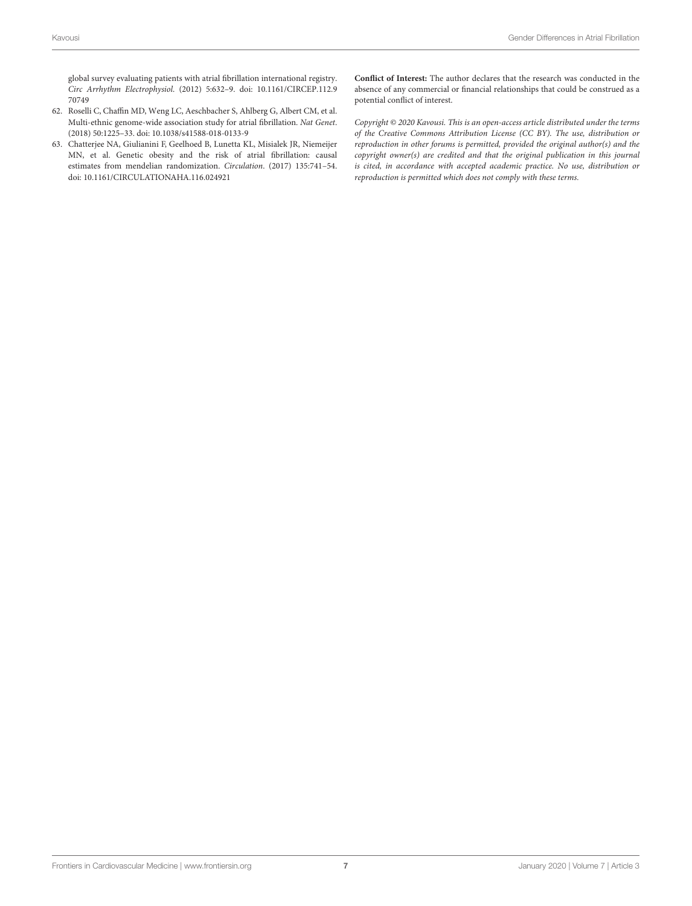global survey evaluating patients with atrial fibrillation international registry. *Circ Arrhythm Electrophysiol*. (2012) 5:632–9. doi: 10.1161/CIRCEP.112.970749

62. Roselli C, Chaffin MD, Weng LC, Aeschbacher S, Ahlberg G, Albert CM, et al. Multi-ethnic genome-wide association study for atrial fibrillation. *Nat Genet*. (2018) 50:1225–33. doi: 10.1038/s41588-018-0133-9
63. Chatterjee NA, Giulianini F, Geelhoed B, Lunetta KL, Misialek JR, Niemeijer MN, et al. Genetic obesity and the risk of atrial fibrillation: causal estimates from mendelian randomization. *Circulation*. (2017) 135:741–54. doi: 10.1161/CIRCULATIONAHA.116.024921

**Conflict of Interest:** The author declares that the research was conducted in the absence of any commercial or financial relationships that could be construed as a potential conflict of interest.

*Copyright © 2020 Kavousi. This is an open-access article distributed under the terms of the Creative Commons Attribution License (CC BY). The use, distribution or reproduction in other forums is permitted, provided the original author(s) and the copyright owner(s) are credited and that the original publication in this journal is cited, in accordance with accepted academic practice. No use, distribution or reproduction is permitted which does not comply with these terms.*